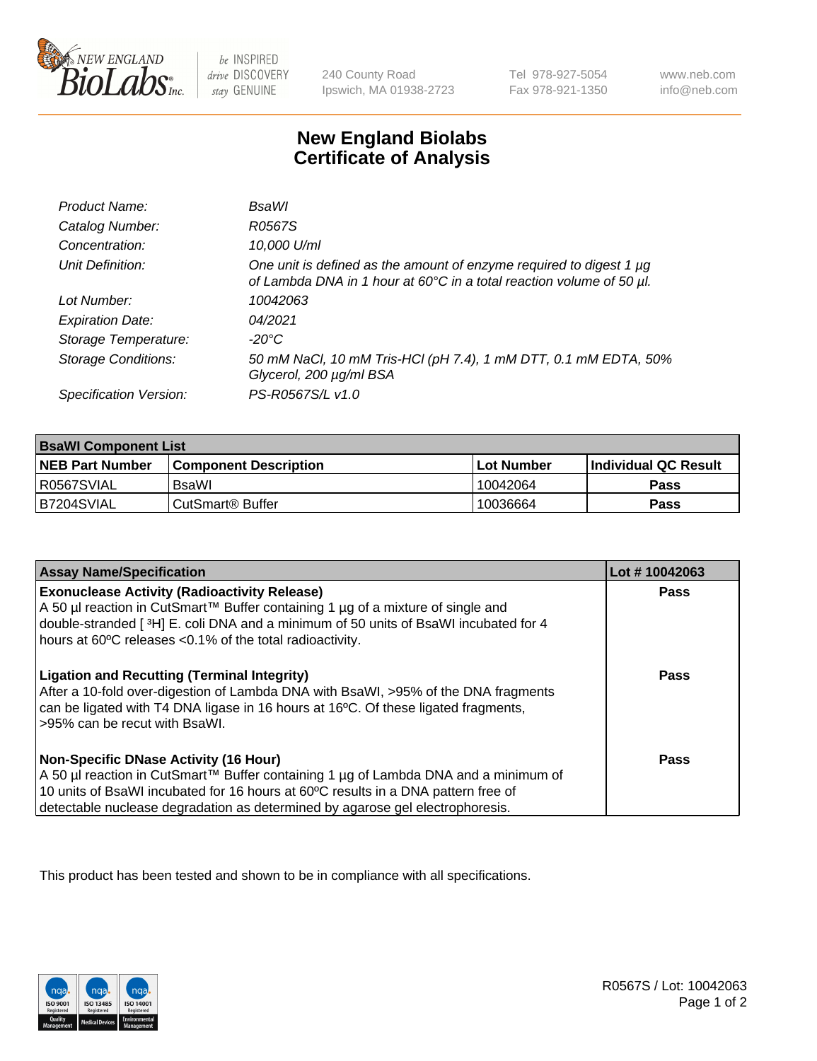# New England Biolabs Certificate of Analysis

| | |
|---|---|
| *Product Name:* | *BsaWI* |
| *Catalog Number:* | *R0567S* |
| *Concentration:* | *10,000 U/ml* |
| *Unit Definition:* | *One unit is defined as the amount of enzyme required to digest 1 µg of Lambda DNA in 1 hour at 60°C in a total reaction volume of 50 µl.* |
| *Lot Number:* | *10042063* |
| *Expiration Date:* | *04/2021* |
| *Storage Temperature:* | *-20°C* |
| *Storage Conditions:* | *50 mM NaCl, 10 mM Tris-HCl (pH 7.4), 1 mM DTT, 0.1 mM EDTA, 50% Glycerol, 200 µg/ml BSA* |
| *Specification Version:* | *PS-R0567S/L v1.0* |

| **BsaWI Component List** | | | |
|---|---|---|---|
| **NEB Part Number** | **Component Description** | **Lot Number** | **Individual QC Result** |
| R0567SVIAL | BsaWI | 10042064 | **Pass** |
| B7204SVIAL | CutSmart® Buffer | 10036664 | **Pass** |

| **Assay Name/Specification** | **Lot # 10042063** |
|---|---|
| **Exonuclease Activity (Radioactivity Release)** A 50 µl reaction in CutSmart™ Buffer containing 1 µg of a mixture of single and double-stranded [ $^3$H] E. coli DNA and a minimum of 50 units of BsaWI incubated for 4 hours at 60ºC releases <0.1% of the total radioactivity. | **Pass** |
| **Ligation and Recutting (Terminal Integrity)** After a 10-fold over-digestion of Lambda DNA with BsaWI, >95% of the DNA fragments can be ligated with T4 DNA ligase in 16 hours at 16ºC. Of these ligated fragments, >95% can be recut with BsaWI. | **Pass** |
| **Non-Specific DNase Activity (16 Hour)** A 50 µl reaction in CutSmart™ Buffer containing 1 µg of Lambda DNA and a minimum of 10 units of BsaWI incubated for 16 hours at 60ºC results in a DNA pattern free of detectable nuclease degradation as determined by agarose gel electrophoresis. | **Pass** |

This product has been tested and shown to be in compliance with all specifications.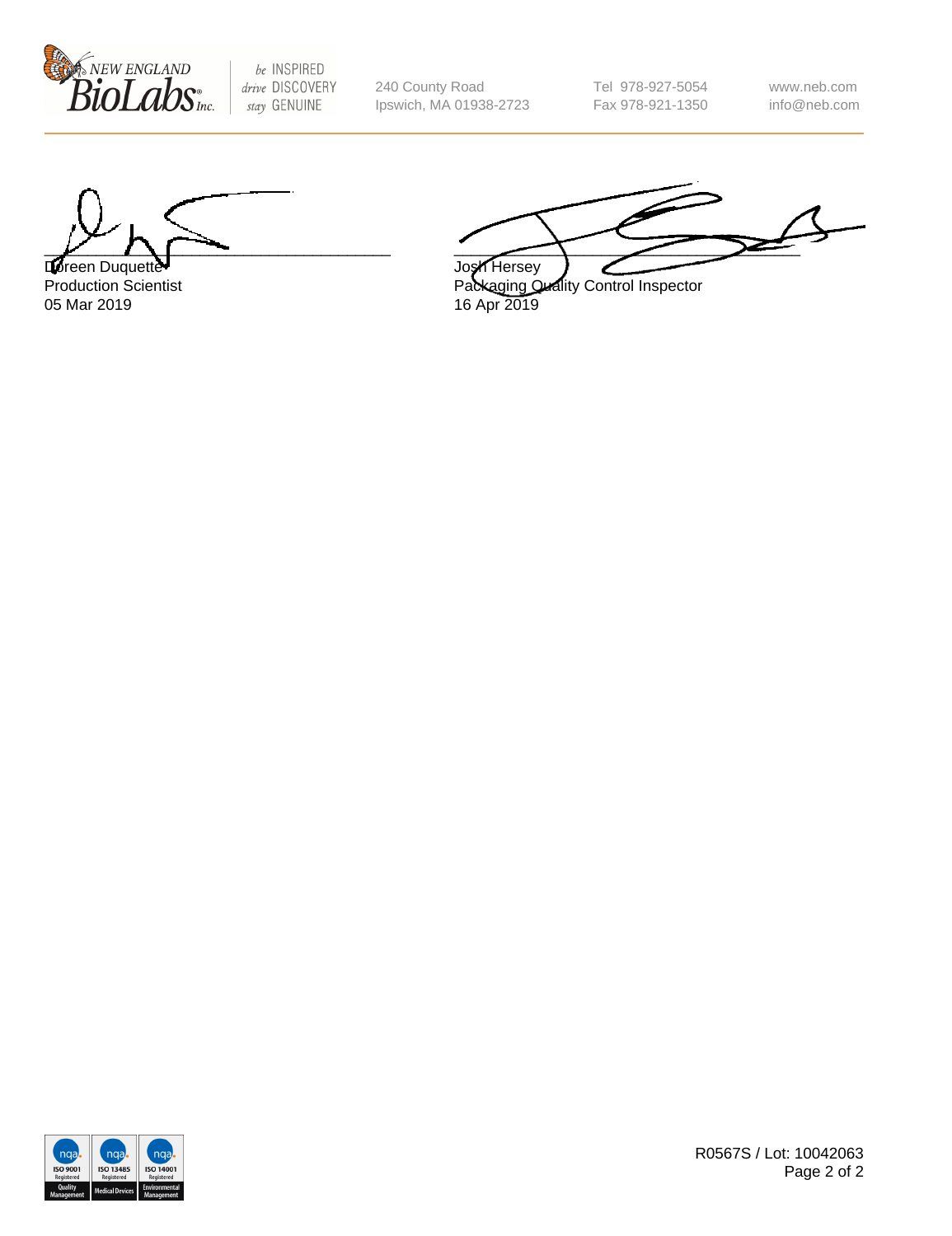Doreen Duquette
Production Scientist
05 Mar 2019

Josh Hersey
Packaging Quality Control Inspector
16 Apr 2019

R0567S / Lot: 10042063